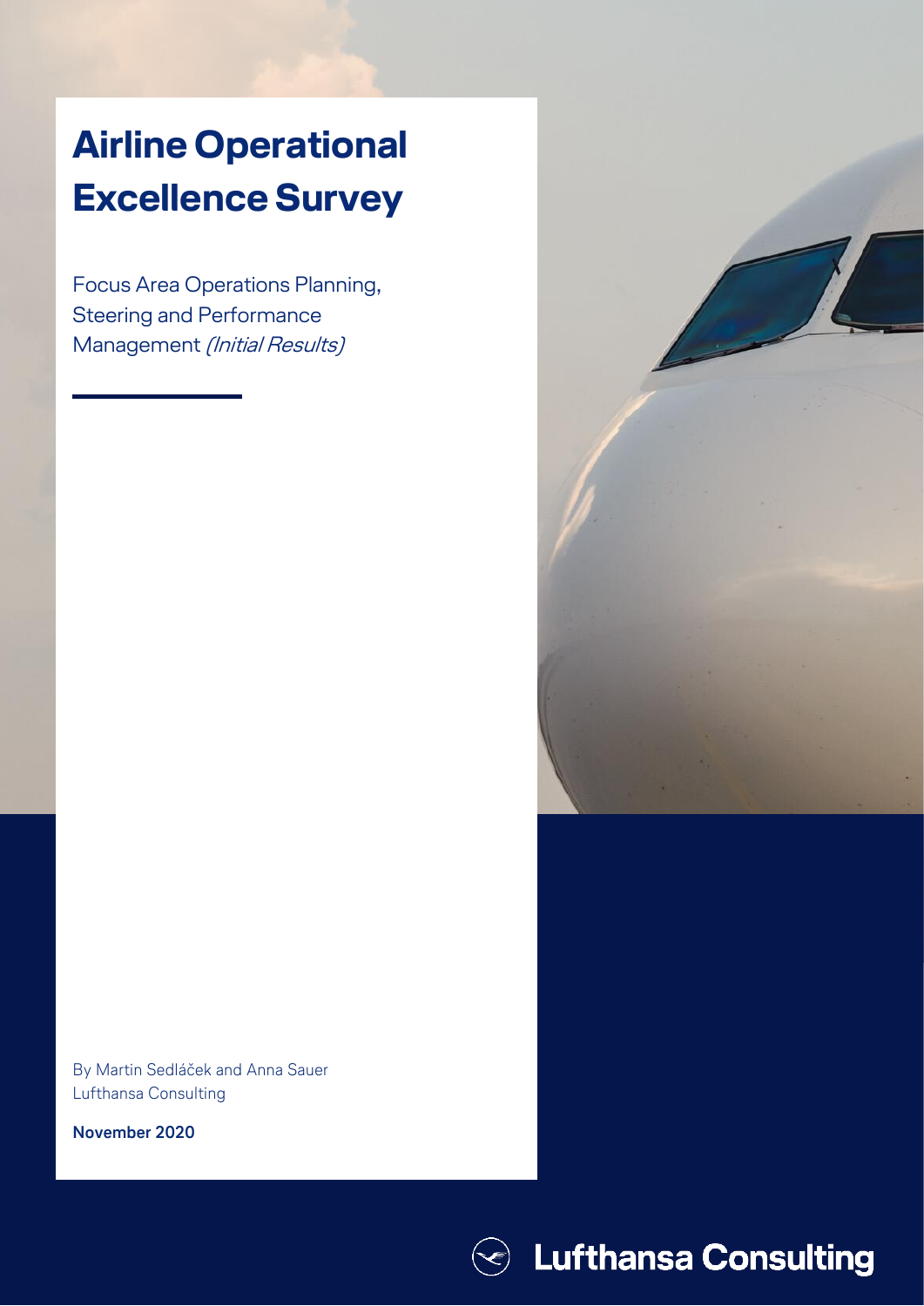# Airline Operational Excellence Survey

Focus Area Operations Planning, Steering and Performance Management *(Initial Results)*

By Martin Sedláček and Anna Sauer
Lufthansa Consulting

**November 2020**

Lufthansa Consulting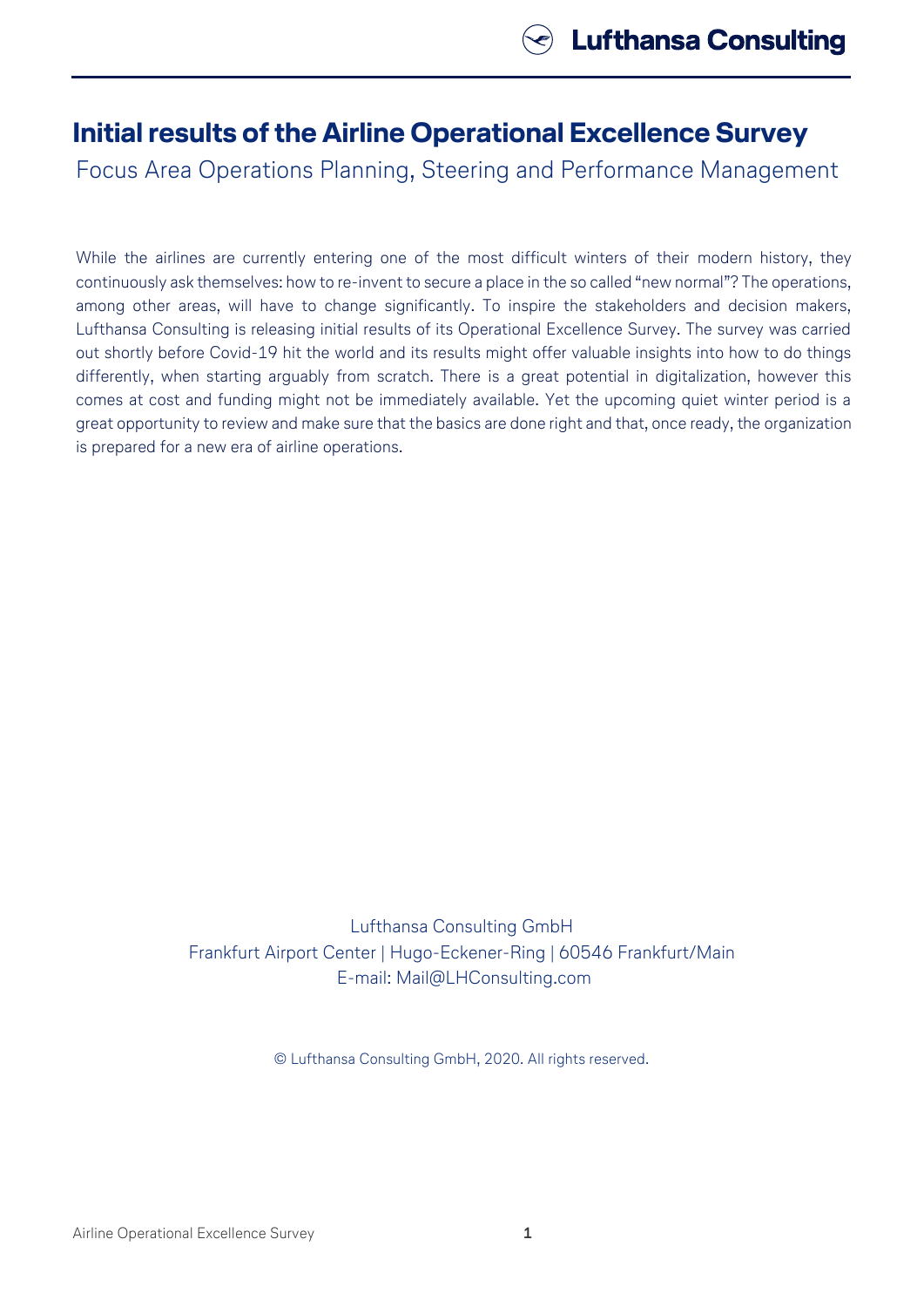# Initial results of the Airline Operational Excellence Survey

Focus Area Operations Planning, Steering and Performance Management

While the airlines are currently entering one of the most difficult winters of their modern history, they continuously ask themselves: how to re-invent to secure a place in the so called "new normal"? The operations, among other areas, will have to change significantly. To inspire the stakeholders and decision makers, Lufthansa Consulting is releasing initial results of its Operational Excellence Survey. The survey was carried out shortly before Covid-19 hit the world and its results might offer valuable insights into how to do things differently, when starting arguably from scratch. There is a great potential in digitalization, however this comes at cost and funding might not be immediately available. Yet the upcoming quiet winter period is a great opportunity to review and make sure that the basics are done right and that, once ready, the organization is prepared for a new era of airline operations.

Lufthansa Consulting GmbH
Frankfurt Airport Center | Hugo-Eckener-Ring | 60546 Frankfurt/Main
E-mail: Mail@LHConsulting.com

© Lufthansa Consulting GmbH, 2020. All rights reserved.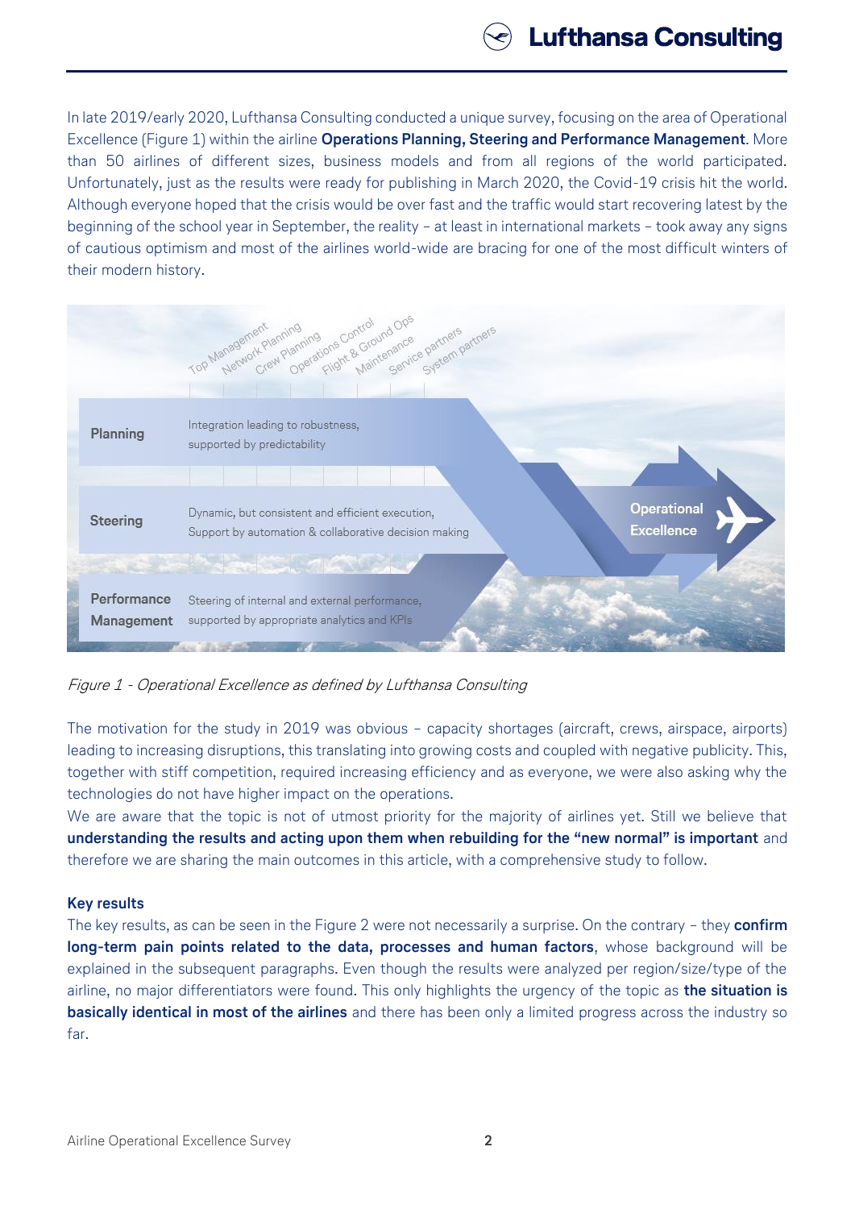In late 2019/early 2020, Lufthansa Consulting conducted a unique survey, focusing on the area of Operational Excellence (Figure 1) within the airline **Operations Planning, Steering and Performance Management**. More than 50 airlines of different sizes, business models and from all regions of the world participated. Unfortunately, just as the results were ready for publishing in March 2020, the Covid-19 crisis hit the world. Although everyone hoped that the crisis would be over fast and the traffic would start recovering latest by the beginning of the school year in September, the reality – at least in international markets – took away any signs of cautious optimism and most of the airlines world-wide are bracing for one of the most difficult winters of their modern history.

| | Top Management, Network Planning, Crew Planning, Operations Control, Flight & Ground Ops, Maintenance, Service partners, System partners | |
|---|---|---|
| **Planning** | Integration leading to robustness, supported by predictability | **Operational Excellence** |
| **Steering** | Dynamic, but consistent and efficient execution, Support by automation & collaborative decision making | |
| **Performance Management** | Steering of internal and external performance, supported by appropriate analytics and KPIs | |

*Figure 1 - Operational Excellence as defined by Lufthansa Consulting*

The motivation for the study in 2019 was obvious – capacity shortages (aircraft, crews, airspace, airports) leading to increasing disruptions, this translating into growing costs and coupled with negative publicity. This, together with stiff competition, required increasing efficiency and as everyone, we were also asking why the technologies do not have higher impact on the operations.

We are aware that the topic is not of utmost priority for the majority of airlines yet. Still we believe that **understanding the results and acting upon them when rebuilding for the "new normal" is important** and therefore we are sharing the main outcomes in this article, with a comprehensive study to follow.

### Key results

The key results, as can be seen in the Figure 2 were not necessarily a surprise. On the contrary – they **confirm long-term pain points related to the data, processes and human factors**, whose background will be explained in the subsequent paragraphs. Even though the results were analyzed per region/size/type of the airline, no major differentiators were found. This only highlights the urgency of the topic as **the situation is basically identical in most of the airlines** and there has been only a limited progress across the industry so far.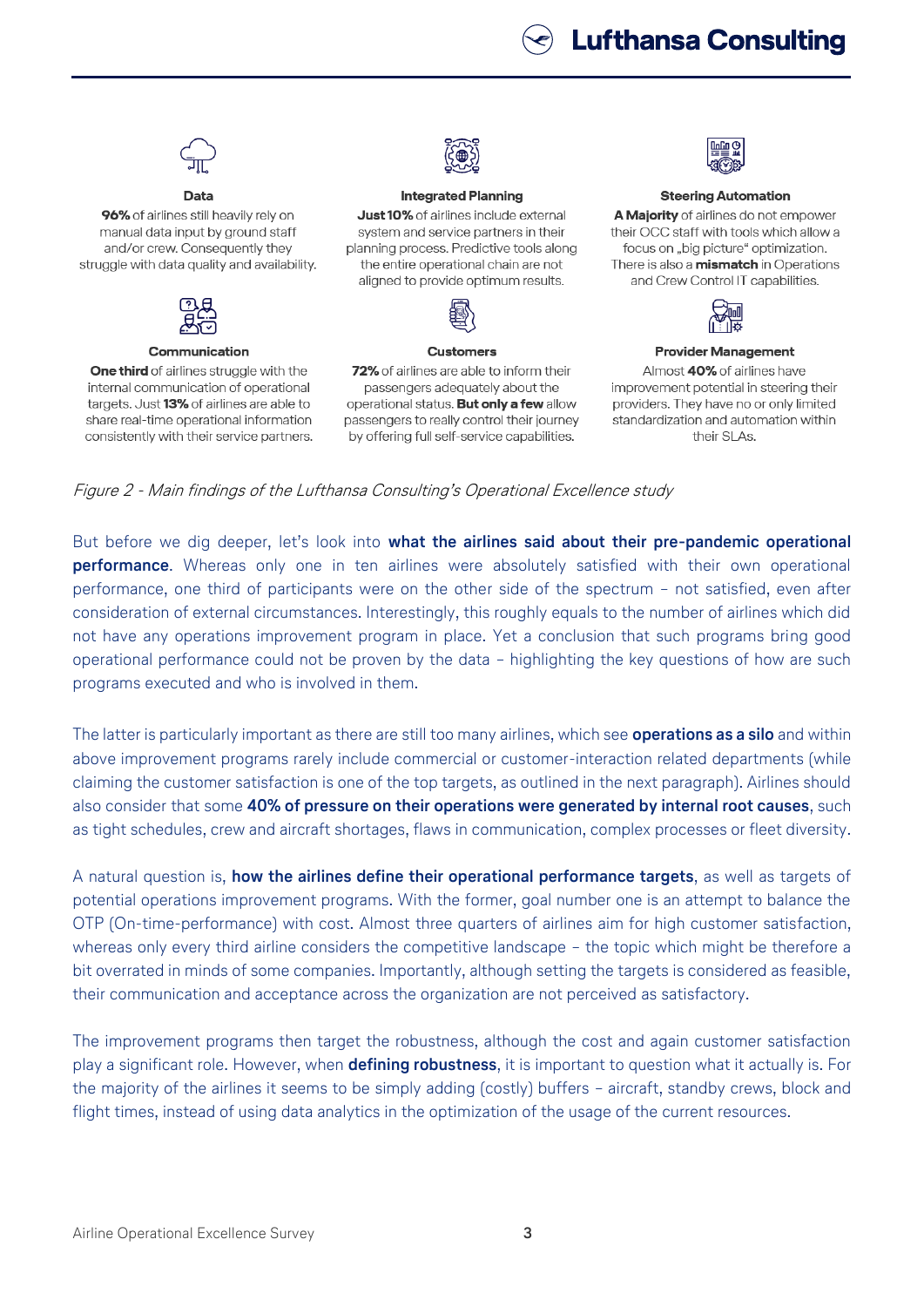**Data**

**96%** of airlines still heavily rely on manual data input by ground staff and/or crew. Consequently they struggle with data quality and availability.

**Integrated Planning**

**Just 10%** of airlines include external system and service partners in their planning process. Predictive tools along the entire operational chain are not aligned to provide optimum results.

**Steering Automation**

**A Majority** of airlines do not empower their OCC staff with tools which allow a focus on „big picture" optimization. There is also a **mismatch** in Operations and Crew Control IT capabilities.

**Communication**

**One third** of airlines struggle with the internal communication of operational targets. Just **13%** of airlines are able to share real-time operational information consistently with their service partners.

**Customers**

**72%** of airlines are able to inform their passengers adequately about the operational status. **But only a few** allow passengers to really control their journey by offering full self-service capabilities.

**Provider Management**

Almost **40%** of airlines have improvement potential in steering their providers. They have no or only limited standardization and automation within their SLAs.

*Figure 2 - Main findings of the Lufthansa Consulting's Operational Excellence study*

But before we dig deeper, let's look into **what the airlines said about their pre-pandemic operational performance**. Whereas only one in ten airlines were absolutely satisfied with their own operational performance, one third of participants were on the other side of the spectrum – not satisfied, even after consideration of external circumstances. Interestingly, this roughly equals to the number of airlines which did not have any operations improvement program in place. Yet a conclusion that such programs bring good operational performance could not be proven by the data – highlighting the key questions of how are such programs executed and who is involved in them.

The latter is particularly important as there are still too many airlines, which see **operations as a silo** and within above improvement programs rarely include commercial or customer-interaction related departments (while claiming the customer satisfaction is one of the top targets, as outlined in the next paragraph). Airlines should also consider that some **40% of pressure on their operations were generated by internal root causes**, such as tight schedules, crew and aircraft shortages, flaws in communication, complex processes or fleet diversity.

A natural question is, **how the airlines define their operational performance targets**, as well as targets of potential operations improvement programs. With the former, goal number one is an attempt to balance the OTP (On-time-performance) with cost. Almost three quarters of airlines aim for high customer satisfaction, whereas only every third airline considers the competitive landscape – the topic which might be therefore a bit overrated in minds of some companies. Importantly, although setting the targets is considered as feasible, their communication and acceptance across the organization are not perceived as satisfactory.

The improvement programs then target the robustness, although the cost and again customer satisfaction play a significant role. However, when **defining robustness**, it is important to question what it actually is. For the majority of the airlines it seems to be simply adding (costly) buffers – aircraft, standby crews, block and flight times, instead of using data analytics in the optimization of the usage of the current resources.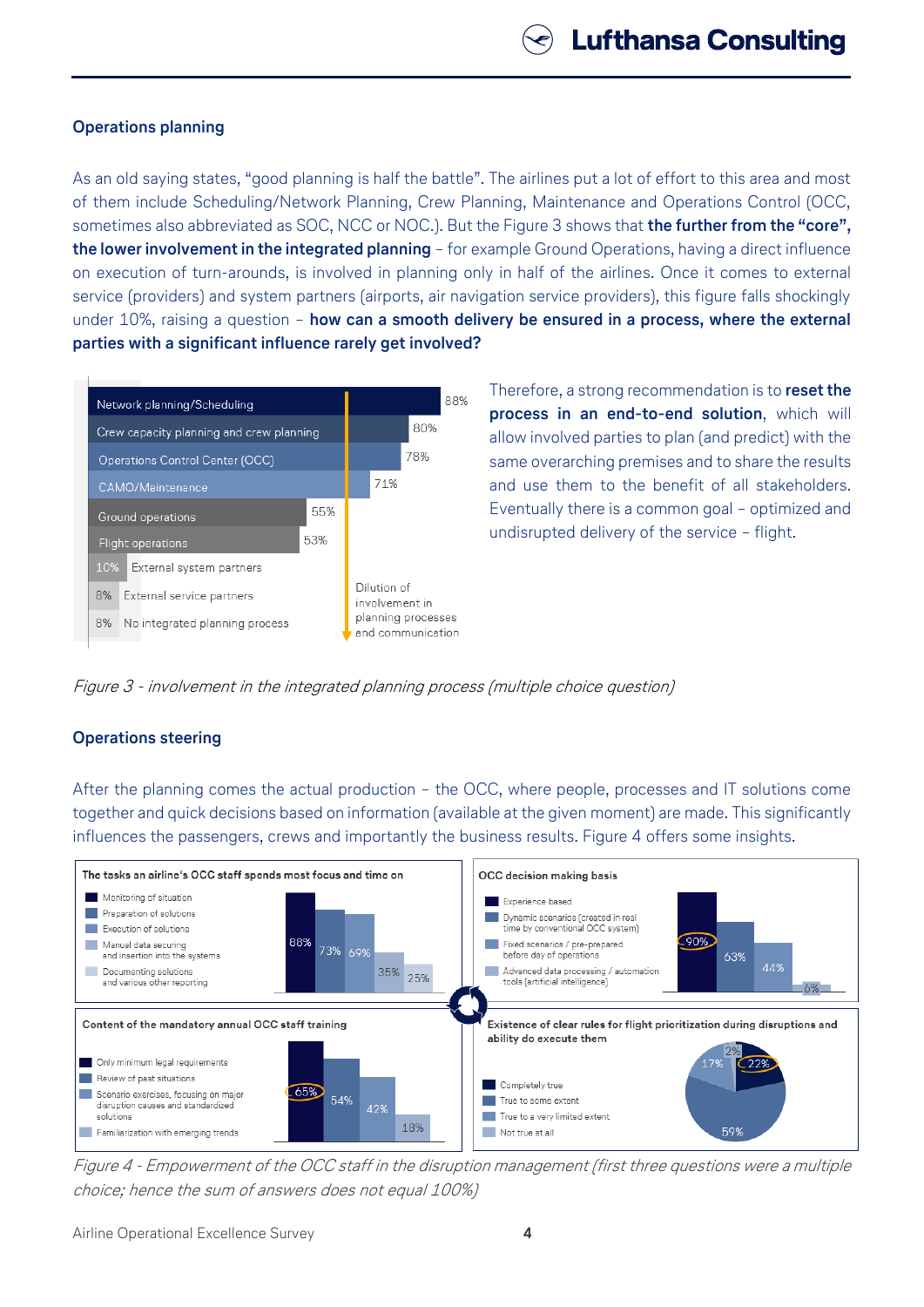### Operations planning

As an old saying states, "good planning is half the battle". The airlines put a lot of effort to this area and most of them include Scheduling/Network Planning, Crew Planning, Maintenance and Operations Control (OCC, sometimes also abbreviated as SOC, NCC or NOC.). But the Figure 3 shows that **the further from the "core", the lower involvement in the integrated planning** – for example Ground Operations, having a direct influence on execution of turn-arounds, is involved in planning only in half of the airlines. Once it comes to external service (providers) and system partners (airports, air navigation service providers), this figure falls shockingly under 10%, raising a question – **how can a smooth delivery be ensured in a process, where the external parties with a significant influence rarely get involved?**

| Involvement | Share |
|---|---|
| Network planning/Scheduling | 88% |
| Crew capacity planning and crew planning | 80% |
| Operations Control Center (OCC) | 78% |
| CAMO/Maintenance | 71% |
| Ground operations | 55% |
| Flight operations | 53% |
| External system partners | 10% |
| External service partners | 8% |
| No integrated planning process | 8% |

Dilution of involvement in planning processes and communication

*Figure 3 - involvement in the integrated planning process (multiple choice question)*

Therefore, a strong recommendation is to **reset the process in an end-to-end solution**, which will allow involved parties to plan (and predict) with the same overarching premises and to share the results and use them to the benefit of all stakeholders. Eventually there is a common goal – optimized and undisrupted delivery of the service – flight.

### Operations steering

After the planning comes the actual production – the OCC, where people, processes and IT solutions come together and quick decisions based on information (available at the given moment) are made. This significantly influences the passengers, crews and importantly the business results. Figure 4 offers some insights.

**The tasks an airline's OCC staff spends most focus and time on**

| Task | Share |
|---|---|
| Monitoring of situation | 88% |
| Preparation of solutions | 73% |
| Execution of solutions | 69% |
| Manual data securing and insertion into the systems | 35% |
| Documenting solutions and various other reporting | 25% |

**OCC decision making basis**

| Basis | Share |
|---|---|
| Experience based | 90% |
| Dynamic scenarios (created in real time by conventional OCC system) | 63% |
| Fixed scenarios / pre-prepared before day of operations | 44% |
| Advanced data processing / automation tools (artificial intelligence) | 6% |

**Content of the mandatory annual OCC staff training**

| Content | Share |
|---|---|
| Only minimum legal requirements | 65% |
| Review of past situations | 54% |
| Scenario exercises, focusing on major disruption causes and standardized solutions | 42% |
| Familiarization with emerging trends | 18% |

**Existence of clear rules for flight prioritization during disruptions and ability do execute them**

| Answer | Share |
|---|---|
| Completely true | 22% |
| True to some extent | 59% |
| True to a very limited extent | 17% |
| Not true at all | 2% |

*Figure 4 - Empowerment of the OCC staff in the disruption management (first three questions were a multiple choice; hence the sum of answers does not equal 100%)*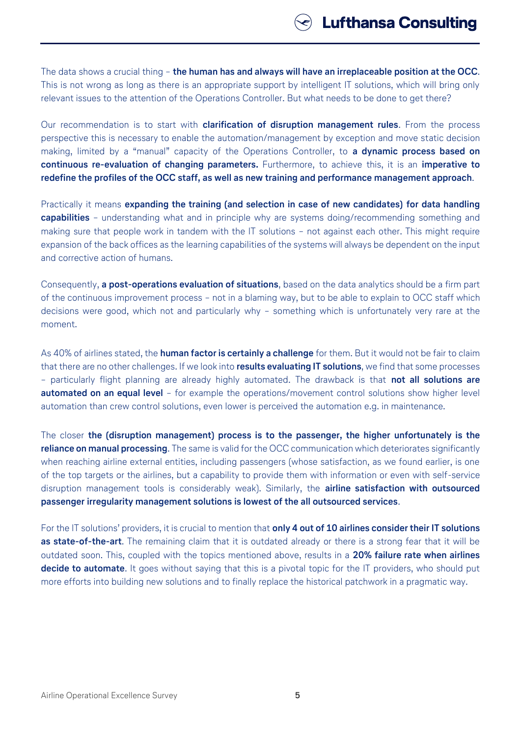The data shows a crucial thing – **the human has and always will have an irreplaceable position at the OCC**. This is not wrong as long as there is an appropriate support by intelligent IT solutions, which will bring only relevant issues to the attention of the Operations Controller. But what needs to be done to get there?

Our recommendation is to start with **clarification of disruption management rules**. From the process perspective this is necessary to enable the automation/management by exception and move static decision making, limited by a "manual" capacity of the Operations Controller, to **a dynamic process based on continuous re-evaluation of changing parameters.** Furthermore, to achieve this, it is an **imperative to redefine the profiles of the OCC staff, as well as new training and performance management approach**.

Practically it means **expanding the training (and selection in case of new candidates) for data handling capabilities** – understanding what and in principle why are systems doing/recommending something and making sure that people work in tandem with the IT solutions – not against each other. This might require expansion of the back offices as the learning capabilities of the systems will always be dependent on the input and corrective action of humans.

Consequently, **a post-operations evaluation of situations**, based on the data analytics should be a firm part of the continuous improvement process – not in a blaming way, but to be able to explain to OCC staff which decisions were good, which not and particularly why – something which is unfortunately very rare at the moment.

As 40% of airlines stated, the **human factor is certainly a challenge** for them. But it would not be fair to claim that there are no other challenges. If we look into **results evaluating IT solutions**, we find that some processes – particularly flight planning are already highly automated. The drawback is that **not all solutions are automated on an equal level** – for example the operations/movement control solutions show higher level automation than crew control solutions, even lower is perceived the automation e.g. in maintenance.

The closer **the (disruption management) process is to the passenger, the higher unfortunately is the reliance on manual processing**. The same is valid for the OCC communication which deteriorates significantly when reaching airline external entities, including passengers (whose satisfaction, as we found earlier, is one of the top targets or the airlines, but a capability to provide them with information or even with self-service disruption management tools is considerably weak). Similarly, the **airline satisfaction with outsourced passenger irregularity management solutions is lowest of the all outsourced services**.

For the IT solutions' providers, it is crucial to mention that **only 4 out of 10 airlines consider their IT solutions as state-of-the-art**. The remaining claim that it is outdated already or there is a strong fear that it will be outdated soon. This, coupled with the topics mentioned above, results in a **20% failure rate when airlines decide to automate**. It goes without saying that this is a pivotal topic for the IT providers, who should put more efforts into building new solutions and to finally replace the historical patchwork in a pragmatic way.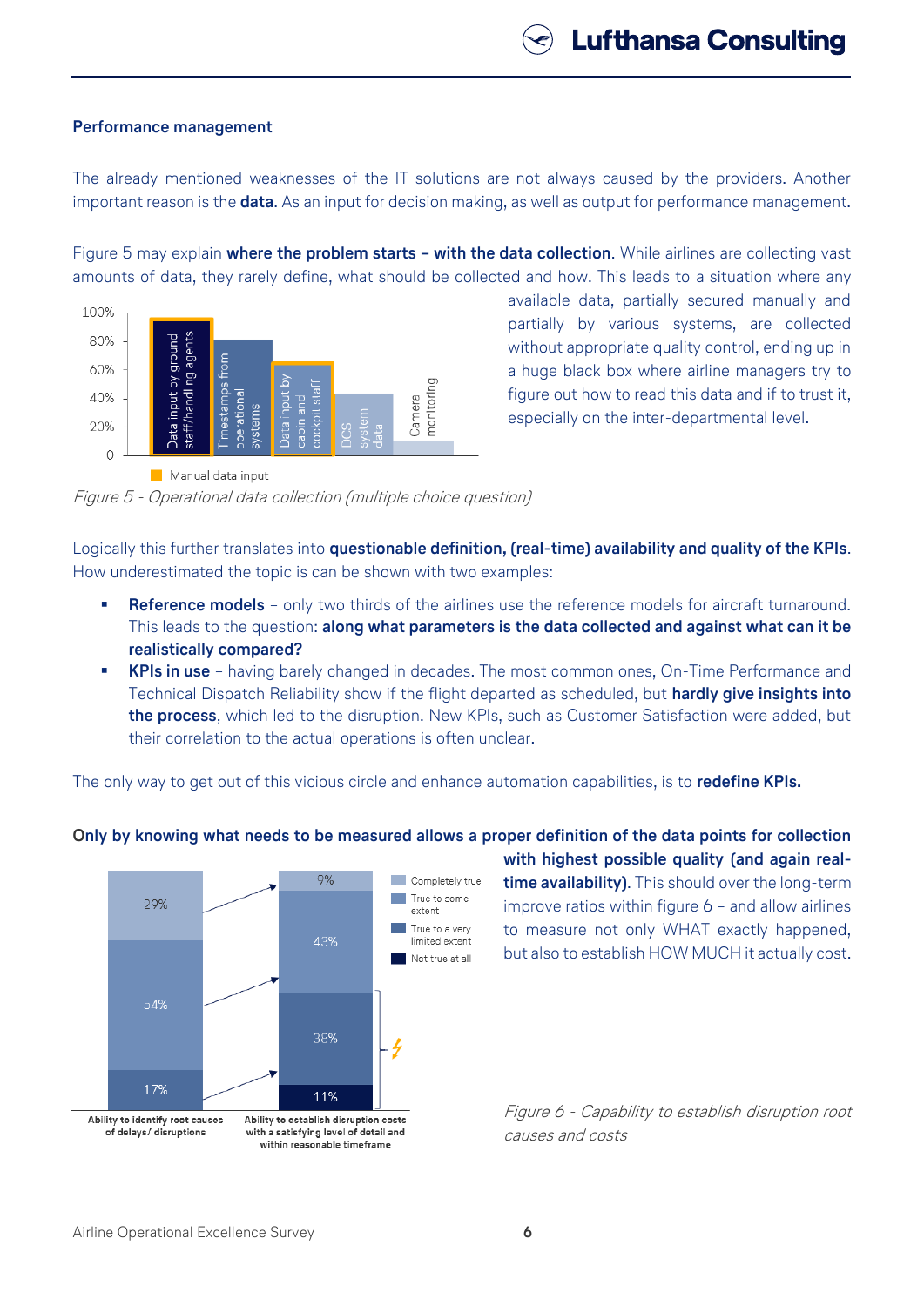### Performance management

The already mentioned weaknesses of the IT solutions are not always caused by the providers. Another important reason is the **data**. As an input for decision making, as well as output for performance management.

Figure 5 may explain **where the problem starts – with the data collection**. While airlines are collecting vast amounts of data, they rarely define, what should be collected and how. This leads to a situation where any available data, partially secured manually and partially by various systems, are collected without appropriate quality control, ending up in a huge black box where airline managers try to figure out how to read this data and if to trust it, especially on the inter-departmental level.

*Figure 5 - Operational data collection (multiple choice question)*

Logically this further translates into **questionable definition, (real-time) availability and quality of the KPIs**. How underestimated the topic is can be shown with two examples:

- **Reference models** – only two thirds of the airlines use the reference models for aircraft turnaround. This leads to the question: **along what parameters is the data collected and against what can it be realistically compared?**
- **KPIs in use** – having barely changed in decades. The most common ones, On-Time Performance and Technical Dispatch Reliability show if the flight departed as scheduled, but **hardly give insights into the process**, which led to the disruption. New KPIs, such as Customer Satisfaction were added, but their correlation to the actual operations is often unclear.

The only way to get out of this vicious circle and enhance automation capabilities, is to **redefine KPIs.**

**Only by knowing what needs to be measured allows a proper definition of the data points for collection with highest possible quality (and again real-time availability)**. This should over the long-term improve ratios within figure 6 – and allow airlines to measure not only WHAT exactly happened, but also to establish HOW MUCH it actually cost.

*Figure 6 - Capability to establish disruption root causes and costs*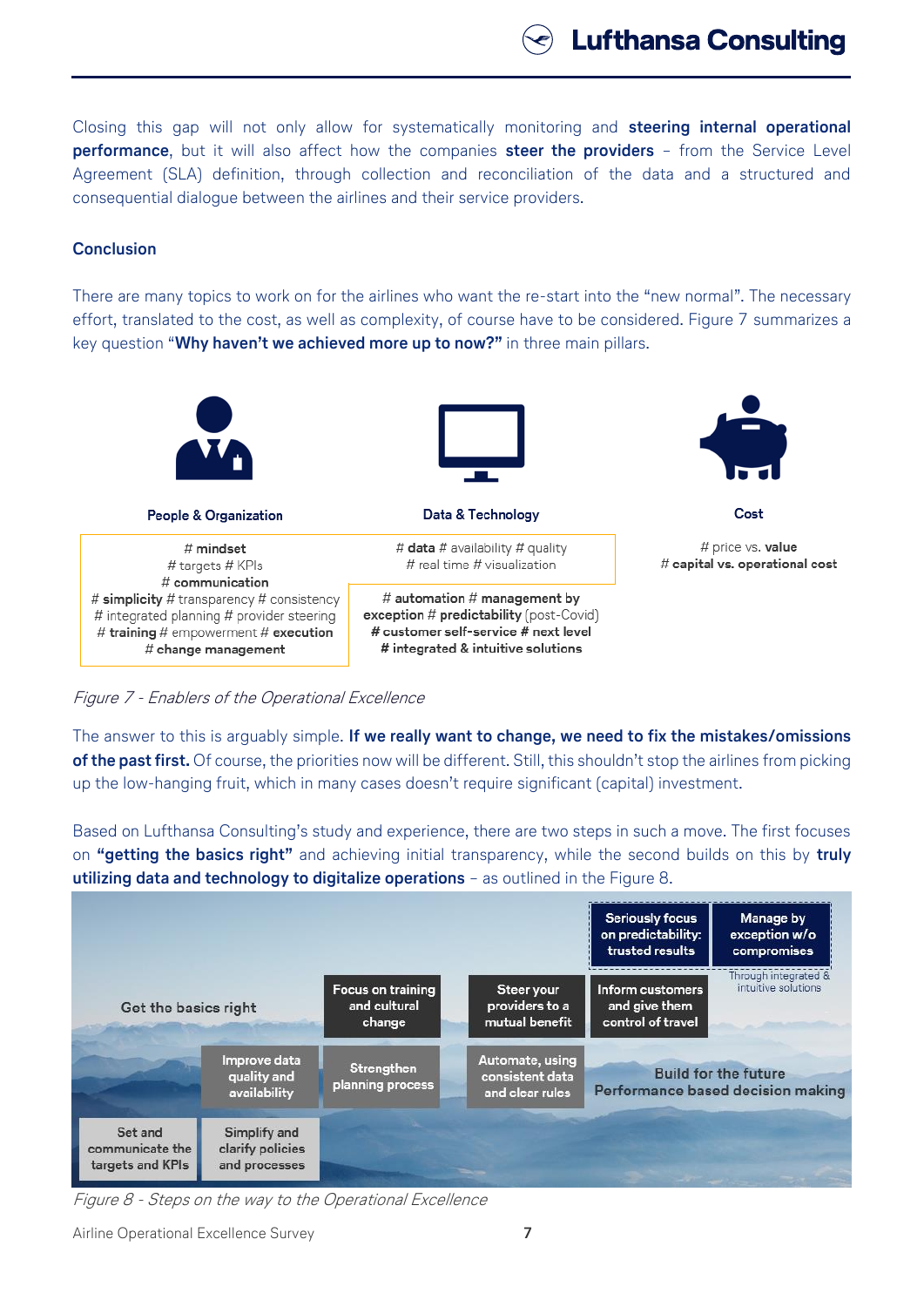Closing this gap will not only allow for systematically monitoring and **steering internal operational performance**, but it will also affect how the companies **steer the providers** – from the Service Level Agreement (SLA) definition, through collection and reconciliation of the data and a structured and consequential dialogue between the airlines and their service providers.

### Conclusion

There are many topics to work on for the airlines who want the re-start into the "new normal". The necessary effort, translated to the cost, as well as complexity, of course have to be considered. Figure 7 summarizes a key question "**Why haven't we achieved more up to now?**" in three main pillars.

**People & Organization**

# **mindset** # targets # KPIs # **communication** # **simplicity** # transparency # consistency # integrated planning # provider steering # **training** # empowerment # **execution** # **change management**

**Data & Technology**

# **data** # availability # quality # real time # visualization

# **automation** # **management by exception** # **predictability** (post-Covid) # **customer self-service** # **next level** # **integrated & intuitive solutions**

**Cost**

# price vs. **value** # **capital vs. operational cost**

*Figure 7 - Enablers of the Operational Excellence*

The answer to this is arguably simple. **If we really want to change, we need to fix the mistakes/omissions of the past first.** Of course, the priorities now will be different. Still, this shouldn't stop the airlines from picking up the low-hanging fruit, which in many cases doesn't require significant (capital) investment.

Based on Lufthansa Consulting's study and experience, there are two steps in such a move. The first focuses on **"getting the basics right"** and achieving initial transparency, while the second builds on this by **truly utilizing data and technology to digitalize operations** – as outlined in the Figure 8.

**Get the basics right**

- Set and communicate the targets and KPIs
- Simplify and clarify policies and processes
- Improve data quality and availability
- Strengthen planning process
- Focus on training and cultural change

**Build for the future – Performance based decision making**

- Automate, using consistent data and clear rules
- Steer your providers to a mutual benefit
- Inform customers and give them control of travel
- Seriously focus on predictability: trusted results
- Manage by exception w/o compromises

Through integrated & intuitive solutions

*Figure 8 - Steps on the way to the Operational Excellence*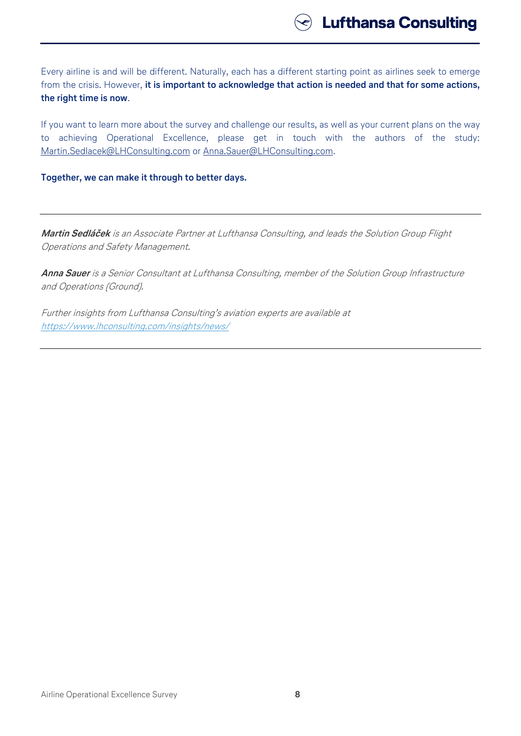Every airline is and will be different. Naturally, each has a different starting point as airlines seek to emerge from the crisis. However, **it is important to acknowledge that action is needed and that for some actions, the right time is now**.

If you want to learn more about the survey and challenge our results, as well as your current plans on the way to achieving Operational Excellence, please get in touch with the authors of the study: Martin.Sedlacek@LHConsulting.com or Anna.Sauer@LHConsulting.com.

**Together, we can make it through to better days.**

---

***Martin Sedláček*** *is an Associate Partner at Lufthansa Consulting, and leads the Solution Group Flight Operations and Safety Management.*

***Anna Sauer*** *is a Senior Consultant at Lufthansa Consulting, member of the Solution Group Infrastructure and Operations (Ground).*

*Further insights from Lufthansa Consulting's aviation experts are available at https://www.lhconsulting.com/insights/news/*

---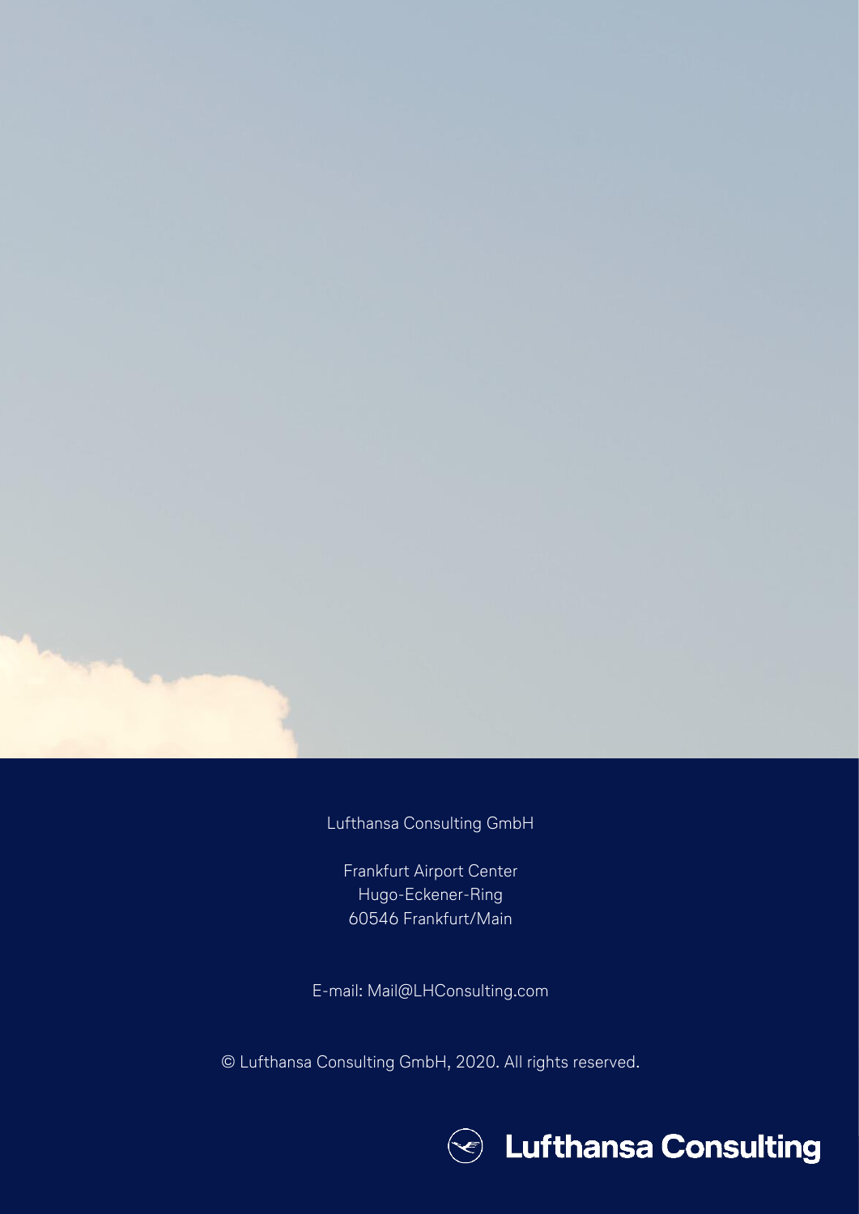Lufthansa Consulting GmbH

Frankfurt Airport Center
Hugo-Eckener-Ring
60546 Frankfurt/Main

E-mail: Mail@LHConsulting.com

© Lufthansa Consulting GmbH, 2020. All rights reserved.

Lufthansa Consulting